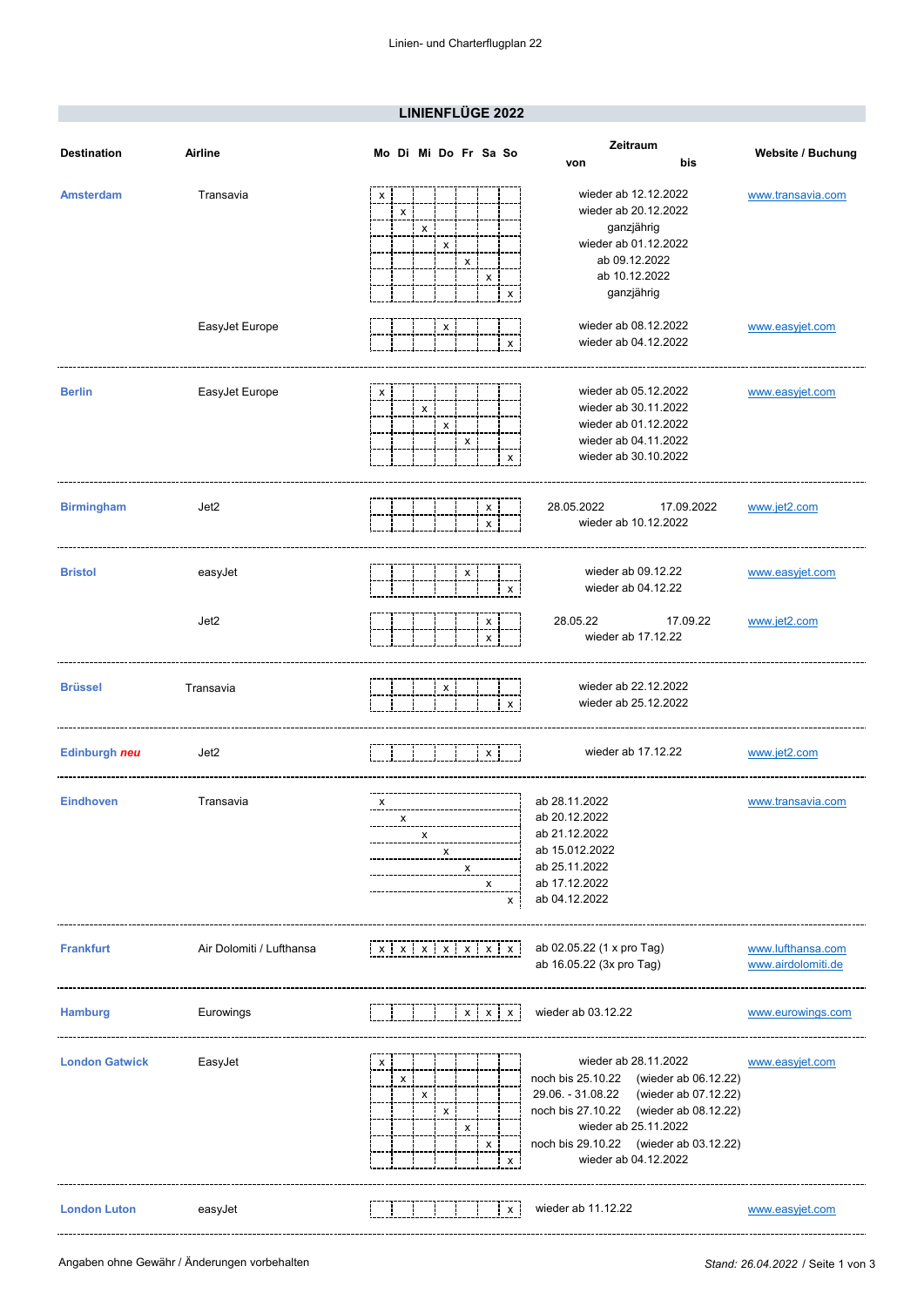## LINIENFLÜGE 2022

| Destination | Airline | Mo | Di | Mi | Do | Fr | Sa | So | Zeitraum von | bis | Website / Buchung |
|---|---|---|---|---|---|---|---|---|---|---|---|
| **Amsterdam** | Transavia | x | | | | | | | wieder ab 12.12.2022 | | www.transavia.com |
| | | | x | | | | | | wieder ab 20.12.2022 | | |
| | | | | x | | | | | ganzjährig | | |
| | | | | | x | | | | wieder ab 01.12.2022 | | |
| | | | | | | x | | | ab 09.12.2022 | | |
| | | | | | | | x | | ab 10.12.2022 | | |
| | | | | | | | | x | ganzjährig | | |
| | EasyJet Europe | | | | x | | | | wieder ab 08.12.2022 | | www.easyjet.com |
| | | | | | | | | x | wieder ab 04.12.2022 | | |
| **Berlin** | EasyJet Europe | x | | | | | | | wieder ab 05.12.2022 | | www.easyjet.com |
| | | | | x | | | | | wieder ab 30.11.2022 | | |
| | | | | | x | | | | wieder ab 01.12.2022 | | |
| | | | | | | x | | | wieder ab 04.11.2022 | | |
| | | | | | | | | x | wieder ab 30.10.2022 | | |
| **Birmingham** | Jet2 | | | | | | x | | 28.05.2022 | 17.09.2022 | www.jet2.com |
| | | | | | | | x | | wieder ab 10.12.2022 | | |
| **Bristol** | easyJet | | | | | x | | | wieder ab 09.12.22 | | www.easyjet.com |
| | | | | | | | | x | wieder ab 04.12.22 | | |
| | Jet2 | | | | | | x | | 28.05.22 | 17.09.22 | www.jet2.com |
| | | | | | | | x | | wieder ab 17.12.22 | | |
| **Brüssel** | Transavia | | | | x | | | | wieder ab 22.12.2022 | | |
| | | | | | | | | x | wieder ab 25.12.2022 | | |
| **Edinburgh** ***neu*** | Jet2 | | | | | | x | | wieder ab 17.12.22 | | www.jet2.com |
| **Eindhoven** | Transavia | x | | | | | | | ab 28.11.2022 | | www.transavia.com |
| | | | x | | | | | | ab 20.12.2022 | | |
| | | | | x | | | | | ab 21.12.2022 | | |
| | | | | | x | | | | ab 15.012.2022 | | |
| | | | | | | x | | | ab 25.11.2022 | | |
| | | | | | | | x | | ab 17.12.2022 | | |
| | | | | | | | | x | ab 04.12.2022 | | |
| **Frankfurt** | Air Dolomiti / Lufthansa | x | x | x | x | x | x | x | ab 02.05.22 (1 x pro Tag)<br>ab 16.05.22 (3x pro Tag) | | www.lufthansa.com<br>www.airdolomiti.de |
| **Hamburg** | Eurowings | | | | | x | x | x | wieder ab 03.12.22 | | www.eurowings.com |
| **London Gatwick** | EasyJet | x | | | | | | | wieder ab 28.11.2022 | | www.easyjet.com |
| | | | x | | | | | | noch bis 25.10.22 (wieder ab 06.12.22) | | |
| | | | | x | | | | | 29.06. - 31.08.22 (wieder ab 07.12.22) | | |
| | | | | | x | | | | noch bis 27.10.22 (wieder ab 08.12.22) | | |
| | | | | | | x | | | wieder ab 25.11.2022 | | |
| | | | | | | | x | | noch bis 29.10.22 (wieder ab 03.12.22) | | |
| | | | | | | | | x | wieder ab 04.12.2022 | | |
| **London Luton** | easyJet | | | | | | | x | wieder ab 11.12.22 | | www.easyjet.com |

Angaben ohne Gewähr / Änderungen vorbehalten

*Stand: 26.04.2022*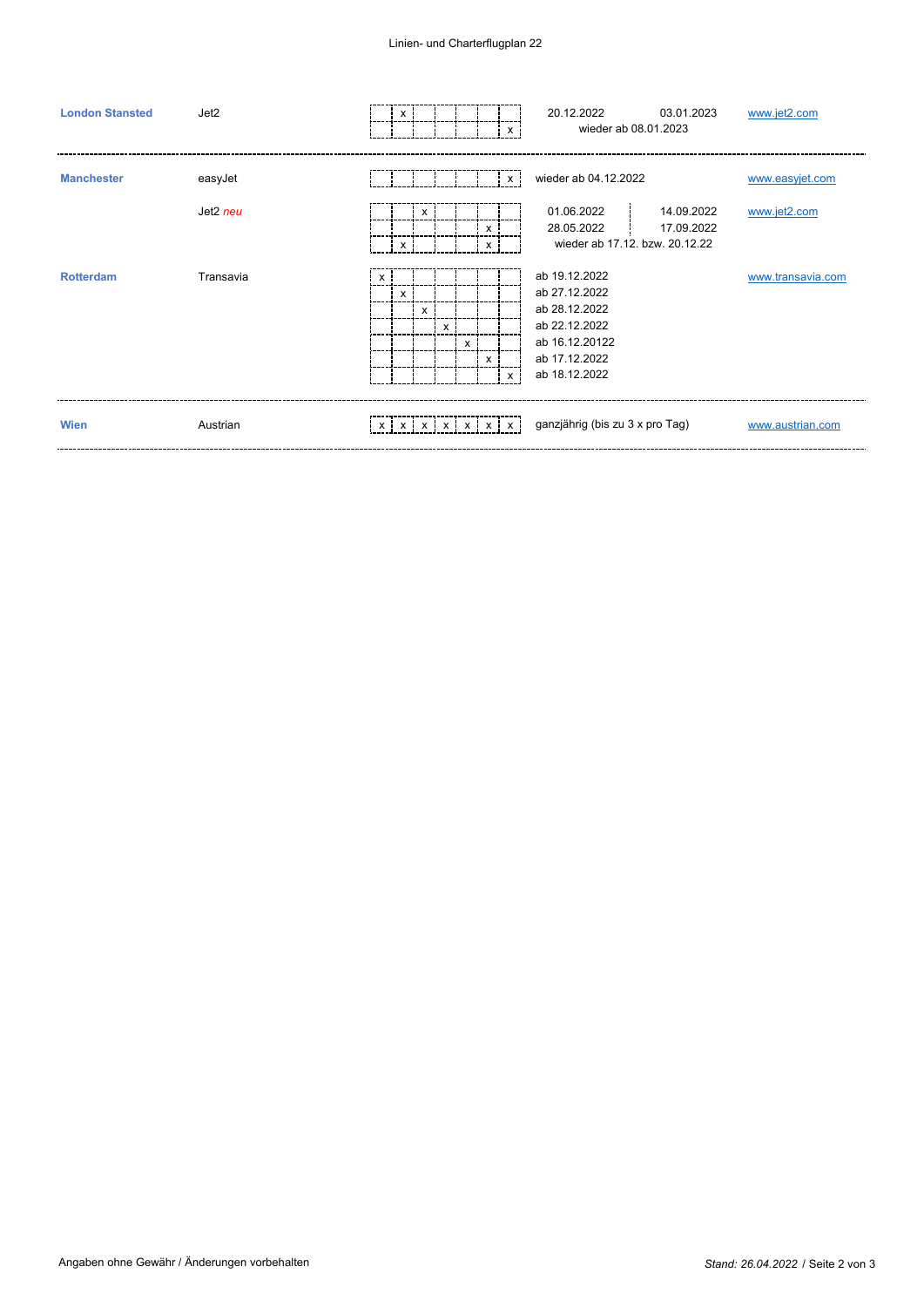| Ziel | Airline | Mo | Di | Mi | Do | Fr | Sa | So | Zeitraum | | Website |
|---|---|---|---|---|---|---|---|---|---|---|---|
| **London Stansted** | Jet2 | | x | | | | | | 20.12.2022 | 03.01.2023 | www.jet2.com |
| | | | | | | | | x | wieder ab 08.01.2023 | | |
| **Manchester** | easyJet | | | | | | | x | wieder ab 04.12.2022 | | www.easyjet.com |
| | Jet2 *neu* | | | x | | | | | 01.06.2022 | 14.09.2022 | www.jet2.com |
| | | | | | | | x | | 28.05.2022 | 17.09.2022 | |
| | | | x | | | | x | | wieder ab 17.12. bzw. 20.12.22 | | |
| **Rotterdam** | Transavia | x | | | | | | | ab 19.12.2022 | | www.transavia.com |
| | | | x | | | | | | ab 27.12.2022 | | |
| | | | | x | | | | | ab 28.12.2022 | | |
| | | | | | x | | | | ab 22.12.2022 | | |
| | | | | | | x | | | ab 16.12.20122 | | |
| | | | | | | | x | | ab 17.12.2022 | | |
| | | | | | | | | x | ab 18.12.2022 | | |
| **Wien** | Austrian | x | x | x | x | x | x | x | ganzjährig (bis zu 3 x pro Tag) | | www.austrian.com |

Angaben ohne Gewähr / Änderungen vorbehalten

*Stand: 26.04.2022*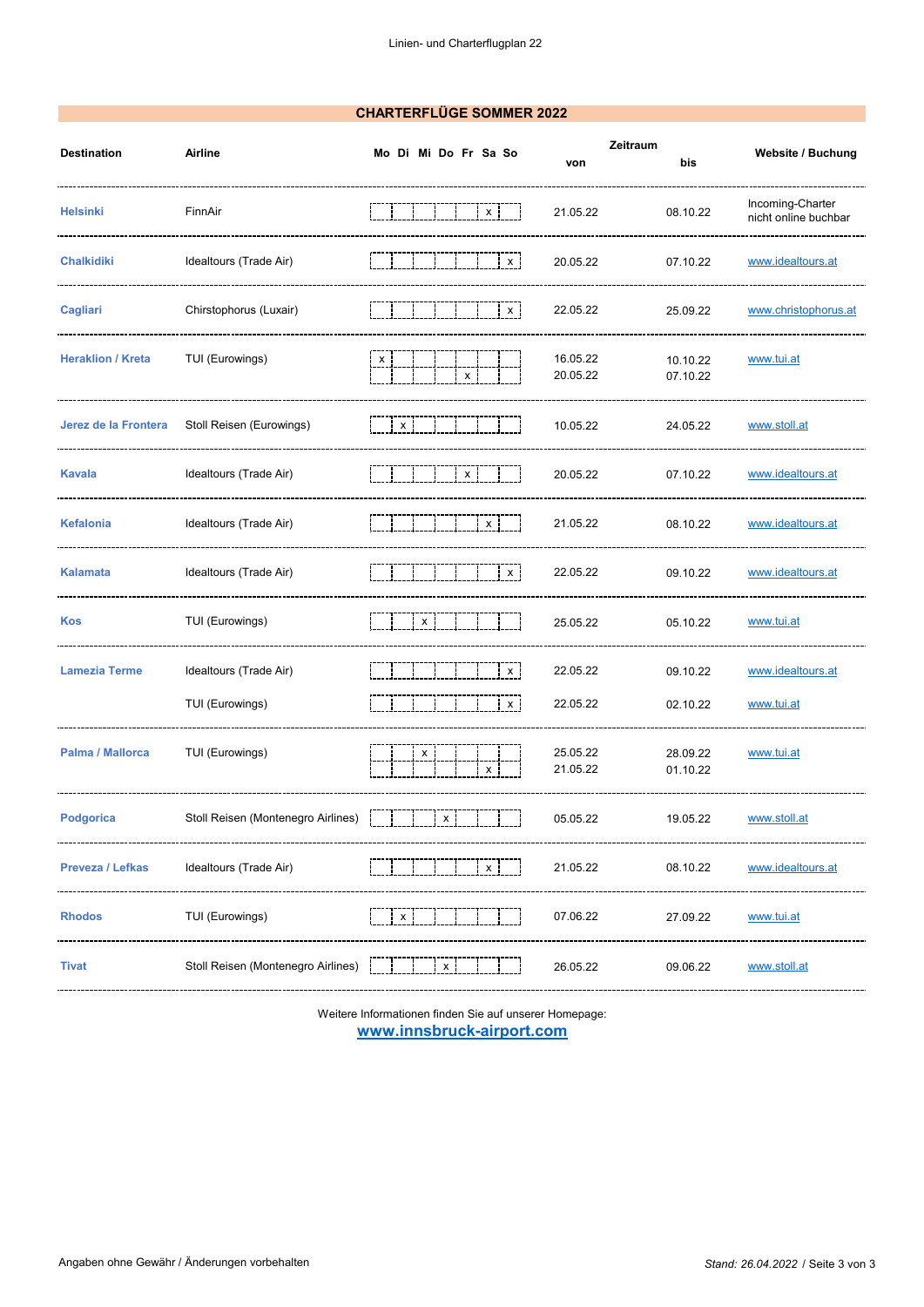## CHARTERFLÜGE SOMMER 2022

| Destination | Airline | Mo | Di | Mi | Do | Fr | Sa | So | Zeitraum von | Zeitraum bis | Website / Buchung |
|---|---|---|---|---|---|---|---|---|---|---|---|
| **Helsinki** | FinnAir | | | | | | x | | 21.05.22 | 08.10.22 | Incoming-Charter nicht online buchbar |
| **Chalkidiki** | Idealtours (Trade Air) | | | | | | | x | 20.05.22 | 07.10.22 | www.idealtours.at |
| **Cagliari** | Chirstophorus (Luxair) | | | | | | | x | 22.05.22 | 25.09.22 | www.christophorus.at |
| **Heraklion / Kreta** | TUI (Eurowings) | x | | | | | | | 16.05.22 | 10.10.22 | www.tui.at |
| | | | | | | x | | | 20.05.22 | 07.10.22 | |
| **Jerez de la Frontera** | Stoll Reisen (Eurowings) | | x | | | | | | 10.05.22 | 24.05.22 | www.stoll.at |
| **Kavala** | Idealtours (Trade Air) | | | | | x | | | 20.05.22 | 07.10.22 | www.idealtours.at |
| **Kefalonia** | Idealtours (Trade Air) | | | | | | x | | 21.05.22 | 08.10.22 | www.idealtours.at |
| **Kalamata** | Idealtours (Trade Air) | | | | | | | x | 22.05.22 | 09.10.22 | www.idealtours.at |
| **Kos** | TUI (Eurowings) | | | x | | | | | 25.05.22 | 05.10.22 | www.tui.at |
| **Lamezia Terme** | Idealtours (Trade Air) | | | | | | | x | 22.05.22 | 09.10.22 | www.idealtours.at |
| | TUI (Eurowings) | | | | | | | x | 22.05.22 | 02.10.22 | www.tui.at |
| **Palma / Mallorca** | TUI (Eurowings) | | | x | | | | | 25.05.22 | 28.09.22 | www.tui.at |
| | | | | | | | x | | 21.05.22 | 01.10.22 | |
| **Podgorica** | Stoll Reisen (Montenegro Airlines) | | | | x | | | | 05.05.22 | 19.05.22 | www.stoll.at |
| **Preveza / Lefkas** | Idealtours (Trade Air) | | | | | | x | | 21.05.22 | 08.10.22 | www.idealtours.at |
| **Rhodos** | TUI (Eurowings) | | x | | | | | | 07.06.22 | 27.09.22 | www.tui.at |
| **Tivat** | Stoll Reisen (Montenegro Airlines) | | | | x | | | | 26.05.22 | 09.06.22 | www.stoll.at |

Weitere Informationen finden Sie auf unserer Homepage:
**www.innsbruck-airport.com**